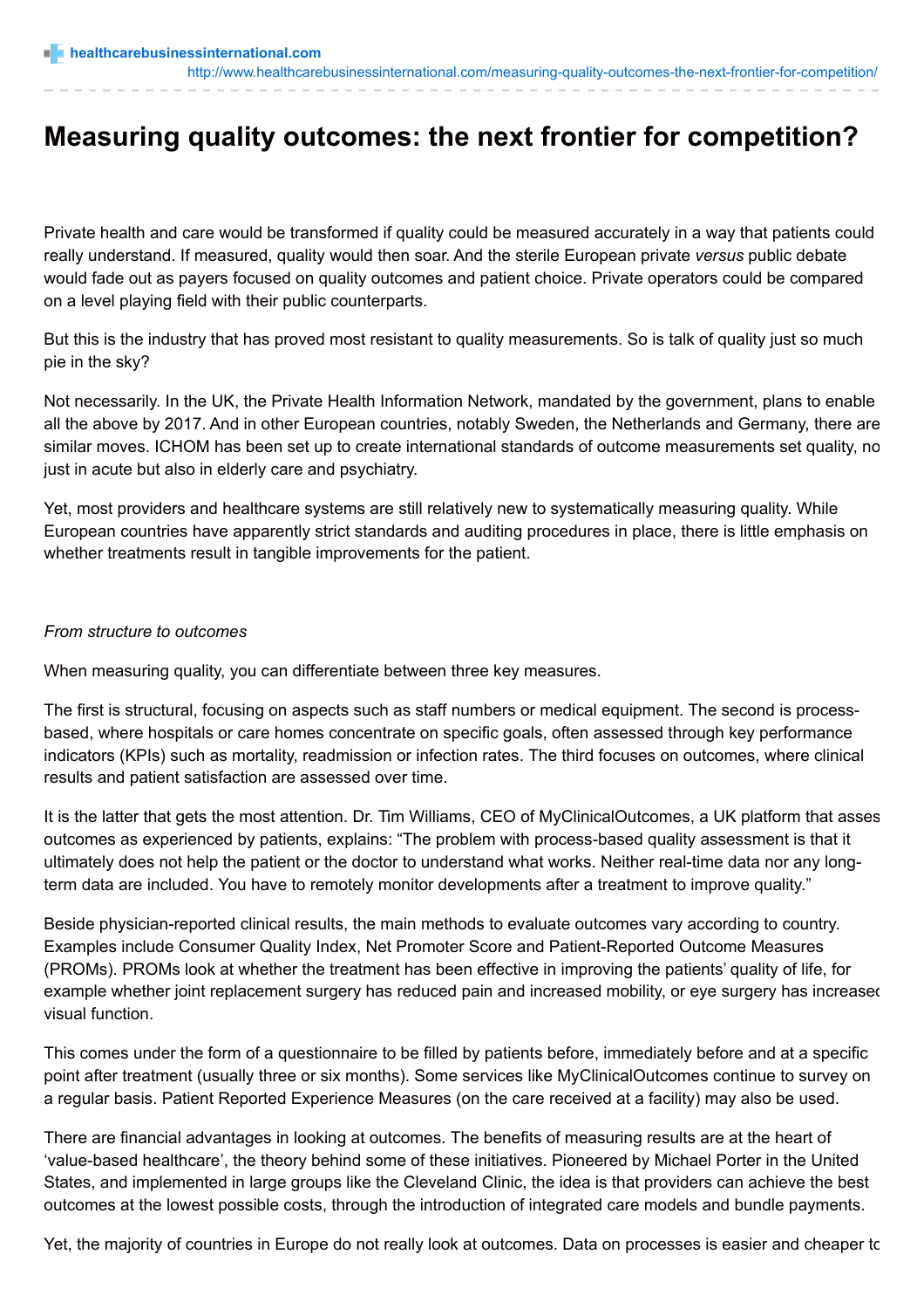# Measuring quality outcomes: the next frontier for competition?

Private health and care would be transformed if quality could be measured accurately in a way that patients could really understand. If measured, quality would then soar. And the sterile European private *versus* public debate would fade out as payers focused on quality outcomes and patient choice. Private operators could be compared on a level playing field with their public counterparts.

But this is the industry that has proved most resistant to quality measurements. So is talk of quality just so much pie in the sky?

Not necessarily. In the UK, the Private Health Information Network, mandated by the government, plans to enable all the above by 2017. And in other European countries, notably Sweden, the Netherlands and Germany, there are similar moves. ICHOM has been set up to create international standards of outcome measurements set quality, no just in acute but also in elderly care and psychiatry.

Yet, most providers and healthcare systems are still relatively new to systematically measuring quality. While European countries have apparently strict standards and auditing procedures in place, there is little emphasis on whether treatments result in tangible improvements for the patient.

*From structure to outcomes*

When measuring quality, you can differentiate between three key measures.

The first is structural, focusing on aspects such as staff numbers or medical equipment. The second is process-based, where hospitals or care homes concentrate on specific goals, often assessed through key performance indicators (KPIs) such as mortality, readmission or infection rates. The third focuses on outcomes, where clinical results and patient satisfaction are assessed over time.

It is the latter that gets the most attention. Dr. Tim Williams, CEO of MyClinicalOutcomes, a UK platform that asses outcomes as experienced by patients, explains: "The problem with process-based quality assessment is that it ultimately does not help the patient or the doctor to understand what works. Neither real-time data nor any long-term data are included. You have to remotely monitor developments after a treatment to improve quality."

Beside physician-reported clinical results, the main methods to evaluate outcomes vary according to country. Examples include Consumer Quality Index, Net Promoter Score and Patient-Reported Outcome Measures (PROMs). PROMs look at whether the treatment has been effective in improving the patients' quality of life, for example whether joint replacement surgery has reduced pain and increased mobility, or eye surgery has increased visual function.

This comes under the form of a questionnaire to be filled by patients before, immediately before and at a specific point after treatment (usually three or six months). Some services like MyClinicalOutcomes continue to survey on a regular basis. Patient Reported Experience Measures (on the care received at a facility) may also be used.

There are financial advantages in looking at outcomes. The benefits of measuring results are at the heart of 'value-based healthcare', the theory behind some of these initiatives. Pioneered by Michael Porter in the United States, and implemented in large groups like the Cleveland Clinic, the idea is that providers can achieve the best outcomes at the lowest possible costs, through the introduction of integrated care models and bundle payments.

Yet, the majority of countries in Europe do not really look at outcomes. Data on processes is easier and cheaper to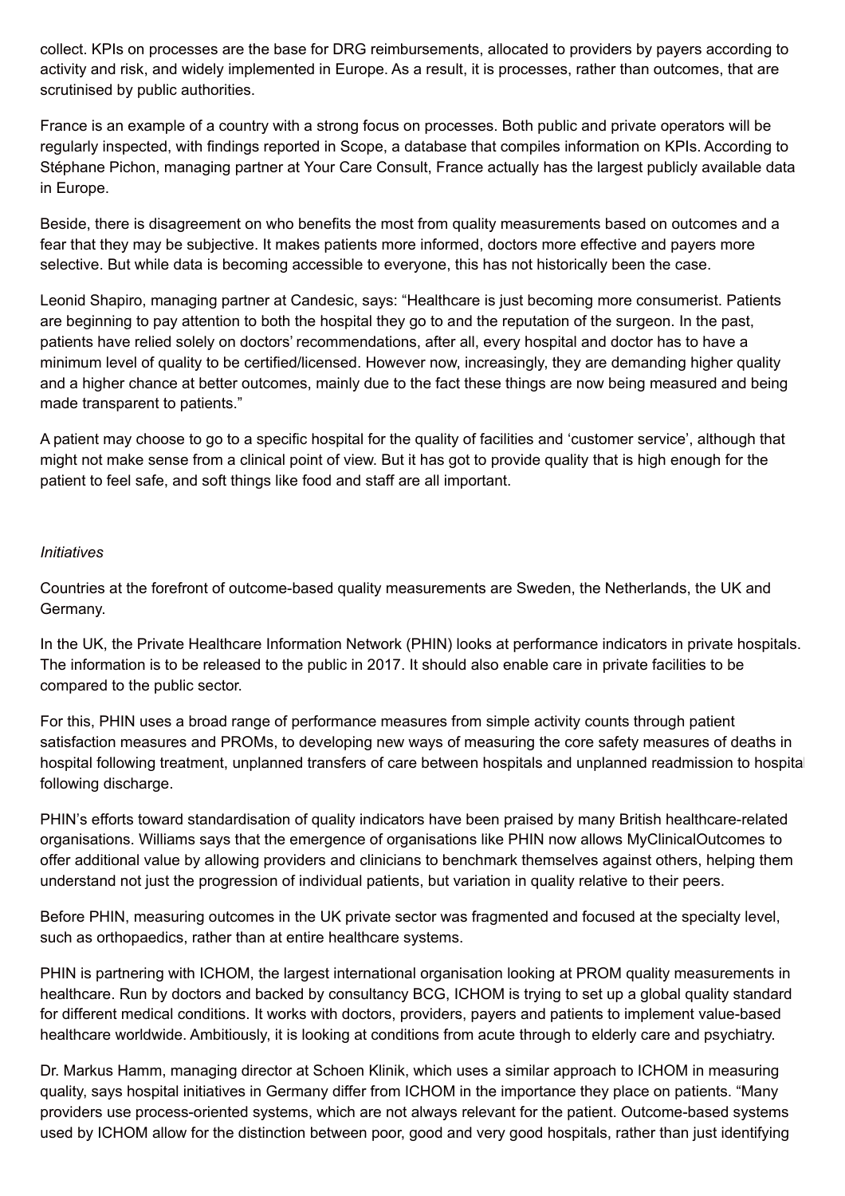collect. KPIs on processes are the base for DRG reimbursements, allocated to providers by payers according to activity and risk, and widely implemented in Europe. As a result, it is processes, rather than outcomes, that are scrutinised by public authorities.

France is an example of a country with a strong focus on processes. Both public and private operators will be regularly inspected, with findings reported in Scope, a database that compiles information on KPIs. According to Stéphane Pichon, managing partner at Your Care Consult, France actually has the largest publicly available data in Europe.

Beside, there is disagreement on who benefits the most from quality measurements based on outcomes and a fear that they may be subjective. It makes patients more informed, doctors more effective and payers more selective. But while data is becoming accessible to everyone, this has not historically been the case.

Leonid Shapiro, managing partner at Candesic, says: "Healthcare is just becoming more consumerist. Patients are beginning to pay attention to both the hospital they go to and the reputation of the surgeon. In the past, patients have relied solely on doctors' recommendations, after all, every hospital and doctor has to have a minimum level of quality to be certified/licensed. However now, increasingly, they are demanding higher quality and a higher chance at better outcomes, mainly due to the fact these things are now being measured and being made transparent to patients."

A patient may choose to go to a specific hospital for the quality of facilities and 'customer service', although that might not make sense from a clinical point of view. But it has got to provide quality that is high enough for the patient to feel safe, and soft things like food and staff are all important.

*Initiatives*

Countries at the forefront of outcome-based quality measurements are Sweden, the Netherlands, the UK and Germany.

In the UK, the Private Healthcare Information Network (PHIN) looks at performance indicators in private hospitals. The information is to be released to the public in 2017. It should also enable care in private facilities to be compared to the public sector.

For this, PHIN uses a broad range of performance measures from simple activity counts through patient satisfaction measures and PROMs, to developing new ways of measuring the core safety measures of deaths in hospital following treatment, unplanned transfers of care between hospitals and unplanned readmission to hospital following discharge.

PHIN's efforts toward standardisation of quality indicators have been praised by many British healthcare-related organisations. Williams says that the emergence of organisations like PHIN now allows MyClinicalOutcomes to offer additional value by allowing providers and clinicians to benchmark themselves against others, helping them understand not just the progression of individual patients, but variation in quality relative to their peers.

Before PHIN, measuring outcomes in the UK private sector was fragmented and focused at the specialty level, such as orthopaedics, rather than at entire healthcare systems.

PHIN is partnering with ICHOM, the largest international organisation looking at PROM quality measurements in healthcare. Run by doctors and backed by consultancy BCG, ICHOM is trying to set up a global quality standard for different medical conditions. It works with doctors, providers, payers and patients to implement value-based healthcare worldwide. Ambitiously, it is looking at conditions from acute through to elderly care and psychiatry.

Dr. Markus Hamm, managing director at Schoen Klinik, which uses a similar approach to ICHOM in measuring quality, says hospital initiatives in Germany differ from ICHOM in the importance they place on patients. "Many providers use process-oriented systems, which are not always relevant for the patient. Outcome-based systems used by ICHOM allow for the distinction between poor, good and very good hospitals, rather than just identifying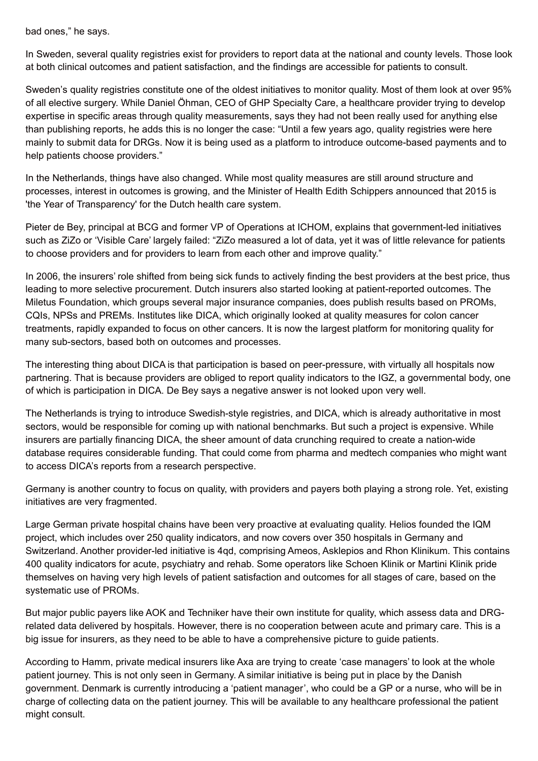bad ones," he says.

In Sweden, several quality registries exist for providers to report data at the national and county levels. Those look at both clinical outcomes and patient satisfaction, and the findings are accessible for patients to consult.

Sweden's quality registries constitute one of the oldest initiatives to monitor quality. Most of them look at over 95% of all elective surgery. While Daniel Öhman, CEO of GHP Specialty Care, a healthcare provider trying to develop expertise in specific areas through quality measurements, says they had not been really used for anything else than publishing reports, he adds this is no longer the case: "Until a few years ago, quality registries were here mainly to submit data for DRGs. Now it is being used as a platform to introduce outcome-based payments and to help patients choose providers."

In the Netherlands, things have also changed. While most quality measures are still around structure and processes, interest in outcomes is growing, and the Minister of Health Edith Schippers announced that 2015 is 'the Year of Transparency' for the Dutch health care system.

Pieter de Bey, principal at BCG and former VP of Operations at ICHOM, explains that government-led initiatives such as ZiZo or 'Visible Care' largely failed: "ZiZo measured a lot of data, yet it was of little relevance for patients to choose providers and for providers to learn from each other and improve quality."

In 2006, the insurers' role shifted from being sick funds to actively finding the best providers at the best price, thus leading to more selective procurement. Dutch insurers also started looking at patient-reported outcomes. The Miletus Foundation, which groups several major insurance companies, does publish results based on PROMs, CQIs, NPSs and PREMs. Institutes like DICA, which originally looked at quality measures for colon cancer treatments, rapidly expanded to focus on other cancers. It is now the largest platform for monitoring quality for many sub-sectors, based both on outcomes and processes.

The interesting thing about DICA is that participation is based on peer-pressure, with virtually all hospitals now partnering. That is because providers are obliged to report quality indicators to the IGZ, a governmental body, one of which is participation in DICA. De Bey says a negative answer is not looked upon very well.

The Netherlands is trying to introduce Swedish-style registries, and DICA, which is already authoritative in most sectors, would be responsible for coming up with national benchmarks. But such a project is expensive. While insurers are partially financing DICA, the sheer amount of data crunching required to create a nation-wide database requires considerable funding. That could come from pharma and medtech companies who might want to access DICA's reports from a research perspective.

Germany is another country to focus on quality, with providers and payers both playing a strong role. Yet, existing initiatives are very fragmented.

Large German private hospital chains have been very proactive at evaluating quality. Helios founded the IQM project, which includes over 250 quality indicators, and now covers over 350 hospitals in Germany and Switzerland. Another provider-led initiative is 4qd, comprising Ameos, Asklepios and Rhon Klinikum. This contains 400 quality indicators for acute, psychiatry and rehab. Some operators like Schoen Klinik or Martini Klinik pride themselves on having very high levels of patient satisfaction and outcomes for all stages of care, based on the systematic use of PROMs.

But major public payers like AOK and Techniker have their own institute for quality, which assess data and DRG-related data delivered by hospitals. However, there is no cooperation between acute and primary care. This is a big issue for insurers, as they need to be able to have a comprehensive picture to guide patients.

According to Hamm, private medical insurers like Axa are trying to create 'case managers' to look at the whole patient journey. This is not only seen in Germany. A similar initiative is being put in place by the Danish government. Denmark is currently introducing a 'patient manager', who could be a GP or a nurse, who will be in charge of collecting data on the patient journey. This will be available to any healthcare professional the patient might consult.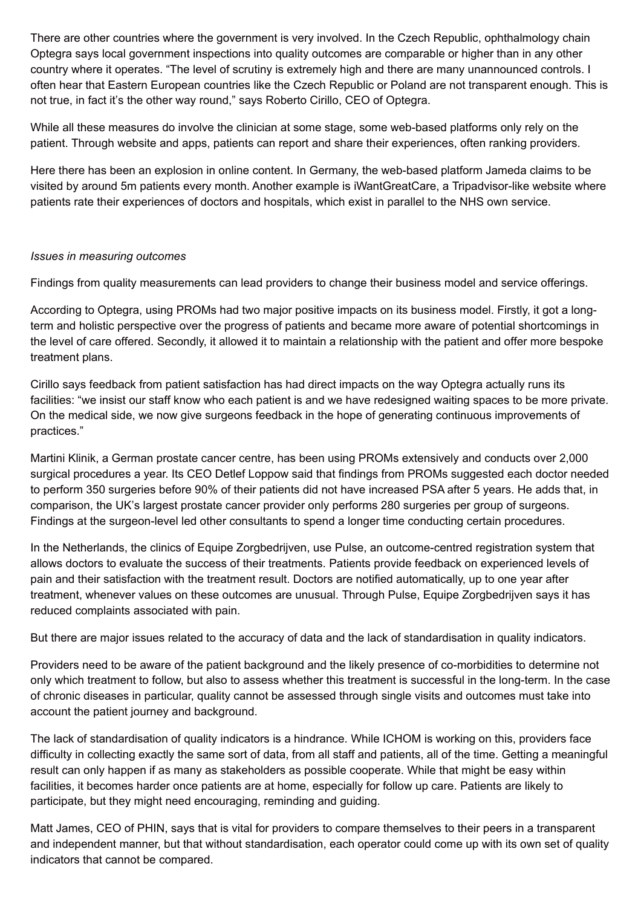There are other countries where the government is very involved. In the Czech Republic, ophthalmology chain Optegra says local government inspections into quality outcomes are comparable or higher than in any other country where it operates. “The level of scrutiny is extremely high and there are many unannounced controls. I often hear that Eastern European countries like the Czech Republic or Poland are not transparent enough. This is not true, in fact it’s the other way round,” says Roberto Cirillo, CEO of Optegra.

While all these measures do involve the clinician at some stage, some web-based platforms only rely on the patient. Through website and apps, patients can report and share their experiences, often ranking providers.

Here there has been an explosion in online content. In Germany, the web-based platform Jameda claims to be visited by around 5m patients every month. Another example is iWantGreatCare, a Tripadvisor-like website where patients rate their experiences of doctors and hospitals, which exist in parallel to the NHS own service.

*Issues in measuring outcomes*

Findings from quality measurements can lead providers to change their business model and service offerings.

According to Optegra, using PROMs had two major positive impacts on its business model. Firstly, it got a long-term and holistic perspective over the progress of patients and became more aware of potential shortcomings in the level of care offered. Secondly, it allowed it to maintain a relationship with the patient and offer more bespoke treatment plans.

Cirillo says feedback from patient satisfaction has had direct impacts on the way Optegra actually runs its facilities: “we insist our staff know who each patient is and we have redesigned waiting spaces to be more private. On the medical side, we now give surgeons feedback in the hope of generating continuous improvements of practices.”

Martini Klinik, a German prostate cancer centre, has been using PROMs extensively and conducts over 2,000 surgical procedures a year. Its CEO Detlef Loppow said that findings from PROMs suggested each doctor needed to perform 350 surgeries before 90% of their patients did not have increased PSA after 5 years. He adds that, in comparison, the UK’s largest prostate cancer provider only performs 280 surgeries per group of surgeons. Findings at the surgeon-level led other consultants to spend a longer time conducting certain procedures.

In the Netherlands, the clinics of Equipe Zorgbedrijven, use Pulse, an outcome-centred registration system that allows doctors to evaluate the success of their treatments. Patients provide feedback on experienced levels of pain and their satisfaction with the treatment result. Doctors are notified automatically, up to one year after treatment, whenever values on these outcomes are unusual. Through Pulse, Equipe Zorgbedrijven says it has reduced complaints associated with pain.

But there are major issues related to the accuracy of data and the lack of standardisation in quality indicators.

Providers need to be aware of the patient background and the likely presence of co-morbidities to determine not only which treatment to follow, but also to assess whether this treatment is successful in the long-term. In the case of chronic diseases in particular, quality cannot be assessed through single visits and outcomes must take into account the patient journey and background.

The lack of standardisation of quality indicators is a hindrance. While ICHOM is working on this, providers face difficulty in collecting exactly the same sort of data, from all staff and patients, all of the time. Getting a meaningful result can only happen if as many as stakeholders as possible cooperate. While that might be easy within facilities, it becomes harder once patients are at home, especially for follow up care. Patients are likely to participate, but they might need encouraging, reminding and guiding.

Matt James, CEO of PHIN, says that is vital for providers to compare themselves to their peers in a transparent and independent manner, but that without standardisation, each operator could come up with its own set of quality indicators that cannot be compared.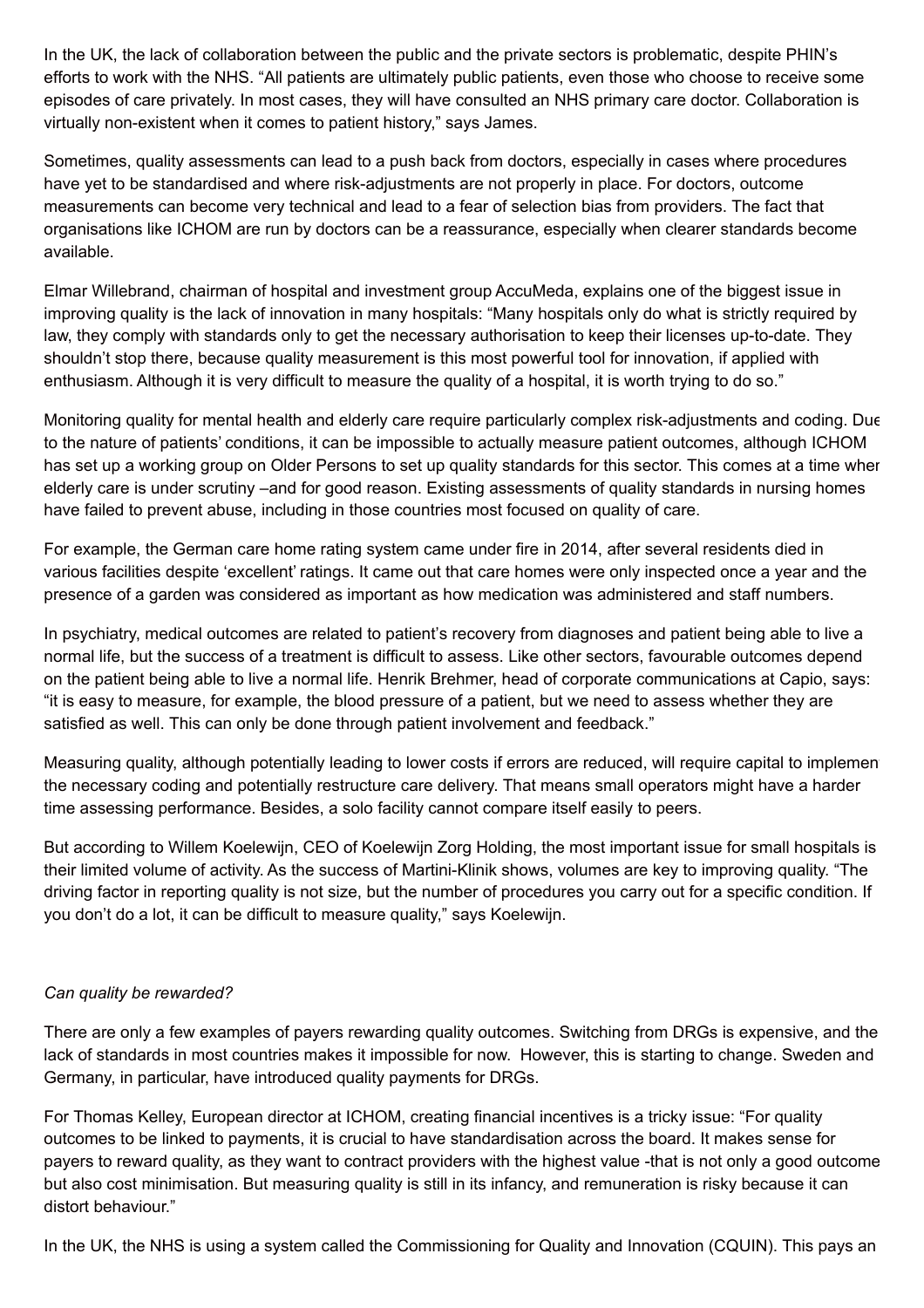In the UK, the lack of collaboration between the public and the private sectors is problematic, despite PHIN's efforts to work with the NHS. "All patients are ultimately public patients, even those who choose to receive some episodes of care privately. In most cases, they will have consulted an NHS primary care doctor. Collaboration is virtually non-existent when it comes to patient history," says James.

Sometimes, quality assessments can lead to a push back from doctors, especially in cases where procedures have yet to be standardised and where risk-adjustments are not properly in place. For doctors, outcome measurements can become very technical and lead to a fear of selection bias from providers. The fact that organisations like ICHOM are run by doctors can be a reassurance, especially when clearer standards become available.

Elmar Willebrand, chairman of hospital and investment group AccuMeda, explains one of the biggest issue in improving quality is the lack of innovation in many hospitals: "Many hospitals only do what is strictly required by law, they comply with standards only to get the necessary authorisation to keep their licenses up-to-date. They shouldn't stop there, because quality measurement is this most powerful tool for innovation, if applied with enthusiasm. Although it is very difficult to measure the quality of a hospital, it is worth trying to do so."

Monitoring quality for mental health and elderly care require particularly complex risk-adjustments and coding. Due to the nature of patients' conditions, it can be impossible to actually measure patient outcomes, although ICHOM has set up a working group on Older Persons to set up quality standards for this sector. This comes at a time when elderly care is under scrutiny –and for good reason. Existing assessments of quality standards in nursing homes have failed to prevent abuse, including in those countries most focused on quality of care.

For example, the German care home rating system came under fire in 2014, after several residents died in various facilities despite 'excellent' ratings. It came out that care homes were only inspected once a year and the presence of a garden was considered as important as how medication was administered and staff numbers.

In psychiatry, medical outcomes are related to patient's recovery from diagnoses and patient being able to live a normal life, but the success of a treatment is difficult to assess. Like other sectors, favourable outcomes depend on the patient being able to live a normal life. Henrik Brehmer, head of corporate communications at Capio, says: "it is easy to measure, for example, the blood pressure of a patient, but we need to assess whether they are satisfied as well. This can only be done through patient involvement and feedback."

Measuring quality, although potentially leading to lower costs if errors are reduced, will require capital to implement the necessary coding and potentially restructure care delivery. That means small operators might have a harder time assessing performance. Besides, a solo facility cannot compare itself easily to peers.

But according to Willem Koelewijn, CEO of Koelewijn Zorg Holding, the most important issue for small hospitals is their limited volume of activity. As the success of Martini-Klinik shows, volumes are key to improving quality. "The driving factor in reporting quality is not size, but the number of procedures you carry out for a specific condition. If you don't do a lot, it can be difficult to measure quality," says Koelewijn.

*Can quality be rewarded?*

There are only a few examples of payers rewarding quality outcomes. Switching from DRGs is expensive, and the lack of standards in most countries makes it impossible for now. However, this is starting to change. Sweden and Germany, in particular, have introduced quality payments for DRGs.

For Thomas Kelley, European director at ICHOM, creating financial incentives is a tricky issue: "For quality outcomes to be linked to payments, it is crucial to have standardisation across the board. It makes sense for payers to reward quality, as they want to contract providers with the highest value -that is not only a good outcome but also cost minimisation. But measuring quality is still in its infancy, and remuneration is risky because it can distort behaviour."

In the UK, the NHS is using a system called the Commissioning for Quality and Innovation (CQUIN). This pays an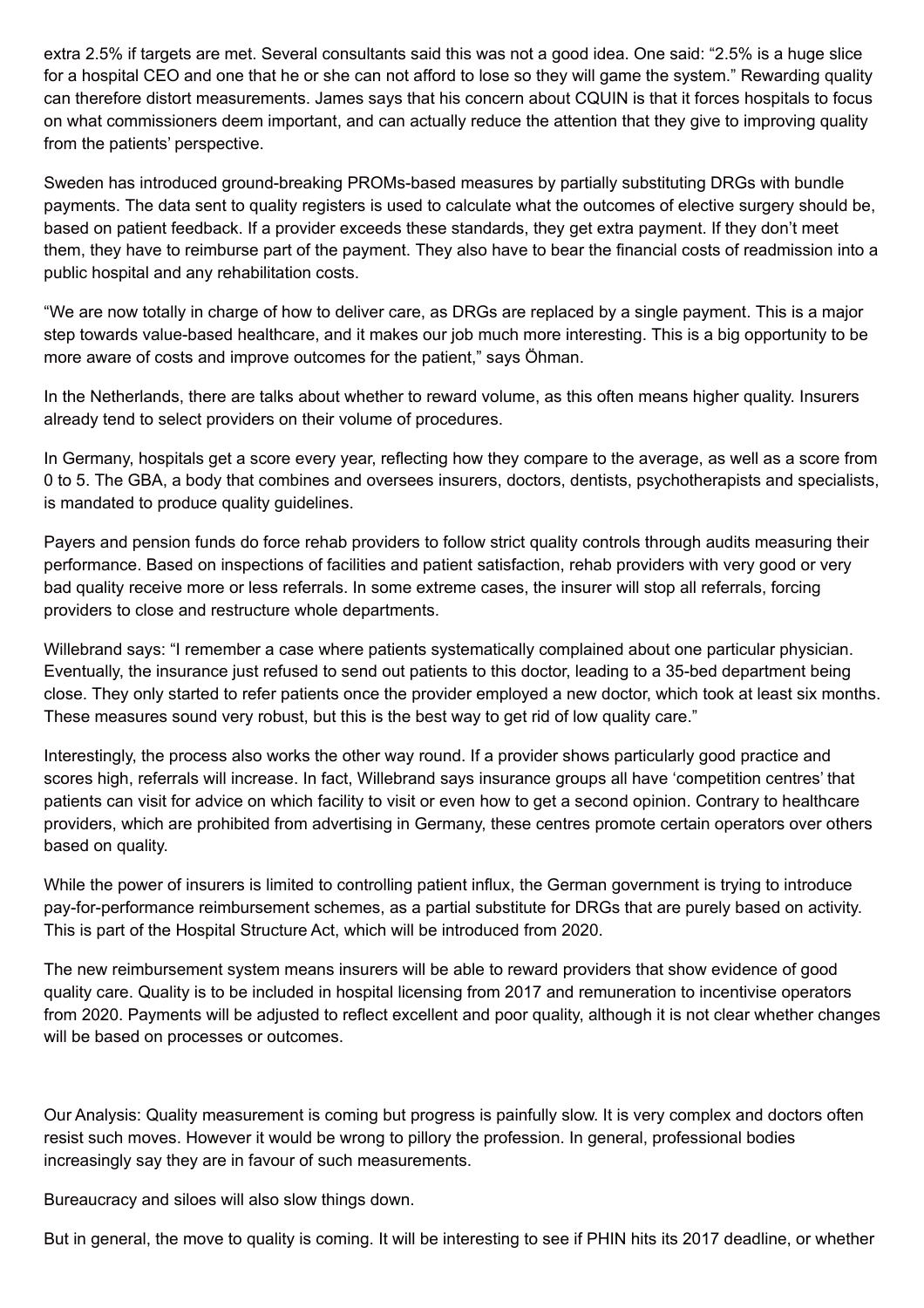extra 2.5% if targets are met. Several consultants said this was not a good idea. One said: "2.5% is a huge slice for a hospital CEO and one that he or she can not afford to lose so they will game the system." Rewarding quality can therefore distort measurements. James says that his concern about CQUIN is that it forces hospitals to focus on what commissioners deem important, and can actually reduce the attention that they give to improving quality from the patients' perspective.

Sweden has introduced ground-breaking PROMs-based measures by partially substituting DRGs with bundle payments. The data sent to quality registers is used to calculate what the outcomes of elective surgery should be, based on patient feedback. If a provider exceeds these standards, they get extra payment. If they don't meet them, they have to reimburse part of the payment. They also have to bear the financial costs of readmission into a public hospital and any rehabilitation costs.

"We are now totally in charge of how to deliver care, as DRGs are replaced by a single payment. This is a major step towards value-based healthcare, and it makes our job much more interesting. This is a big opportunity to be more aware of costs and improve outcomes for the patient," says Öhman.

In the Netherlands, there are talks about whether to reward volume, as this often means higher quality. Insurers already tend to select providers on their volume of procedures.

In Germany, hospitals get a score every year, reflecting how they compare to the average, as well as a score from 0 to 5. The GBA, a body that combines and oversees insurers, doctors, dentists, psychotherapists and specialists, is mandated to produce quality guidelines.

Payers and pension funds do force rehab providers to follow strict quality controls through audits measuring their performance. Based on inspections of facilities and patient satisfaction, rehab providers with very good or very bad quality receive more or less referrals. In some extreme cases, the insurer will stop all referrals, forcing providers to close and restructure whole departments.

Willebrand says: "I remember a case where patients systematically complained about one particular physician. Eventually, the insurance just refused to send out patients to this doctor, leading to a 35-bed department being close. They only started to refer patients once the provider employed a new doctor, which took at least six months. These measures sound very robust, but this is the best way to get rid of low quality care."

Interestingly, the process also works the other way round. If a provider shows particularly good practice and scores high, referrals will increase. In fact, Willebrand says insurance groups all have 'competition centres' that patients can visit for advice on which facility to visit or even how to get a second opinion. Contrary to healthcare providers, which are prohibited from advertising in Germany, these centres promote certain operators over others based on quality.

While the power of insurers is limited to controlling patient influx, the German government is trying to introduce pay-for-performance reimbursement schemes, as a partial substitute for DRGs that are purely based on activity. This is part of the Hospital Structure Act, which will be introduced from 2020.

The new reimbursement system means insurers will be able to reward providers that show evidence of good quality care. Quality is to be included in hospital licensing from 2017 and remuneration to incentivise operators from 2020. Payments will be adjusted to reflect excellent and poor quality, although it is not clear whether changes will be based on processes or outcomes.

Our Analysis: Quality measurement is coming but progress is painfully slow. It is very complex and doctors often resist such moves. However it would be wrong to pillory the profession. In general, professional bodies increasingly say they are in favour of such measurements.

Bureaucracy and siloes will also slow things down.

But in general, the move to quality is coming. It will be interesting to see if PHIN hits its 2017 deadline, or whether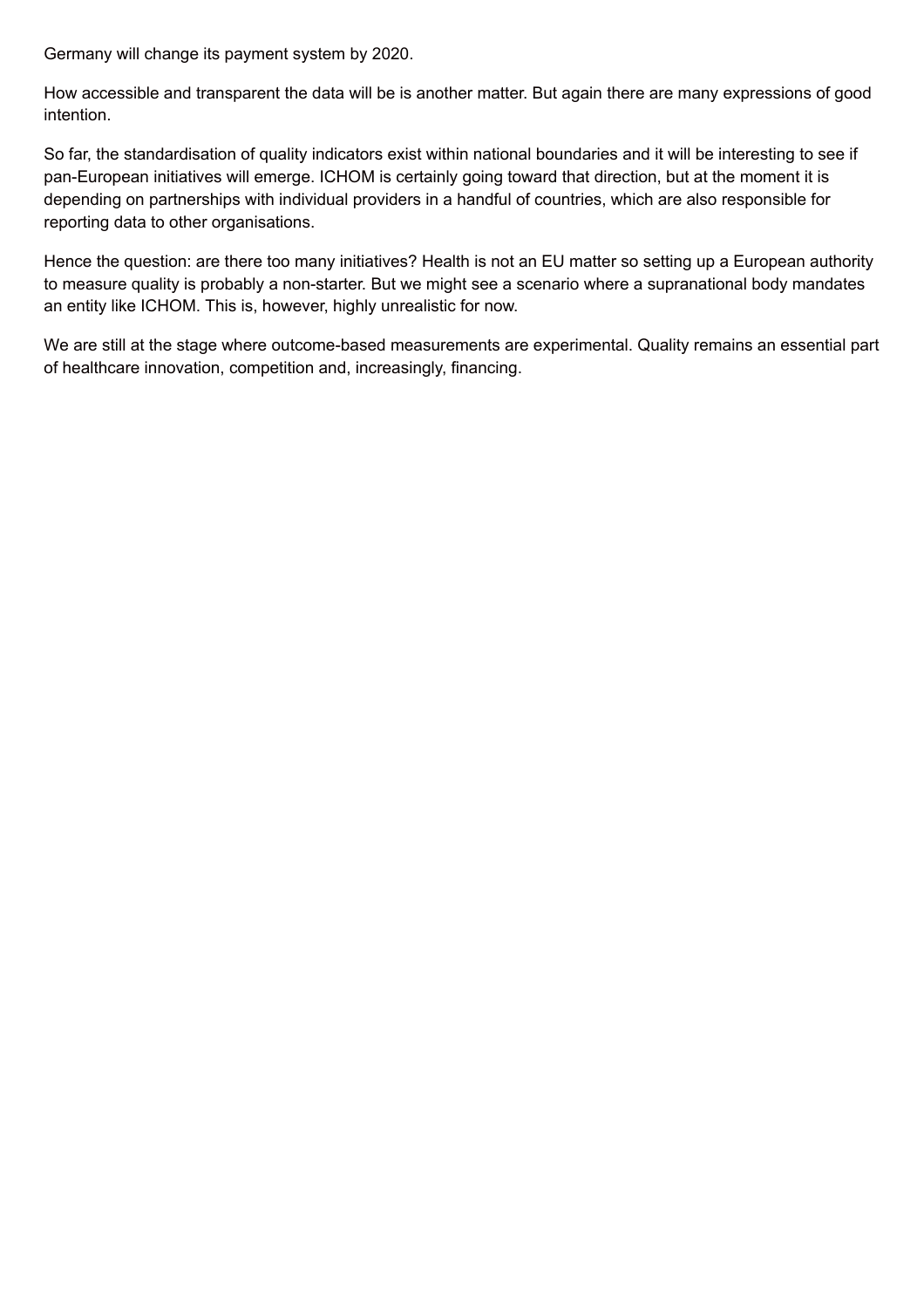Germany will change its payment system by 2020.

How accessible and transparent the data will be is another matter. But again there are many expressions of good intention.

So far, the standardisation of quality indicators exist within national boundaries and it will be interesting to see if pan-European initiatives will emerge. ICHOM is certainly going toward that direction, but at the moment it is depending on partnerships with individual providers in a handful of countries, which are also responsible for reporting data to other organisations.

Hence the question: are there too many initiatives? Health is not an EU matter so setting up a European authority to measure quality is probably a non-starter. But we might see a scenario where a supranational body mandates an entity like ICHOM. This is, however, highly unrealistic for now.

We are still at the stage where outcome-based measurements are experimental. Quality remains an essential part of healthcare innovation, competition and, increasingly, financing.